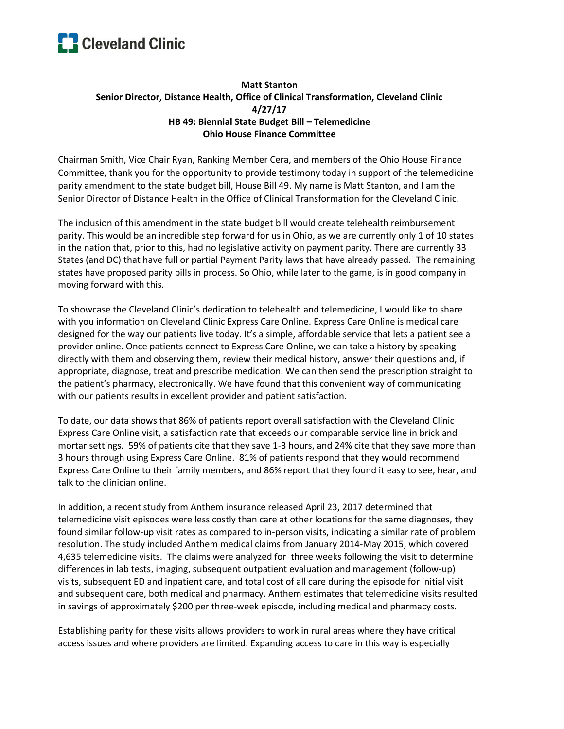**Cleveland Clinic**

**Matt Stanton**
**Senior Director, Distance Health, Office of Clinical Transformation, Cleveland Clinic**
**4/27/17**
**HB 49: Biennial State Budget Bill – Telemedicine**
**Ohio House Finance Committee**

Chairman Smith, Vice Chair Ryan, Ranking Member Cera, and members of the Ohio House Finance Committee, thank you for the opportunity to provide testimony today in support of the telemedicine parity amendment to the state budget bill, House Bill 49. My name is Matt Stanton, and I am the Senior Director of Distance Health in the Office of Clinical Transformation for the Cleveland Clinic.

The inclusion of this amendment in the state budget bill would create telehealth reimbursement parity. This would be an incredible step forward for us in Ohio, as we are currently only 1 of 10 states in the nation that, prior to this, had no legislative activity on payment parity. There are currently 33 States (and DC) that have full or partial Payment Parity laws that have already passed. The remaining states have proposed parity bills in process. So Ohio, while later to the game, is in good company in moving forward with this.

To showcase the Cleveland Clinic's dedication to telehealth and telemedicine, I would like to share with you information on Cleveland Clinic Express Care Online. Express Care Online is medical care designed for the way our patients live today. It's a simple, affordable service that lets a patient see a provider online. Once patients connect to Express Care Online, we can take a history by speaking directly with them and observing them, review their medical history, answer their questions and, if appropriate, diagnose, treat and prescribe medication. We can then send the prescription straight to the patient's pharmacy, electronically. We have found that this convenient way of communicating with our patients results in excellent provider and patient satisfaction.

To date, our data shows that 86% of patients report overall satisfaction with the Cleveland Clinic Express Care Online visit, a satisfaction rate that exceeds our comparable service line in brick and mortar settings. 59% of patients cite that they save 1-3 hours, and 24% cite that they save more than 3 hours through using Express Care Online. 81% of patients respond that they would recommend Express Care Online to their family members, and 86% report that they found it easy to see, hear, and talk to the clinician online.

In addition, a recent study from Anthem insurance released April 23, 2017 determined that telemedicine visit episodes were less costly than care at other locations for the same diagnoses, they found similar follow-up visit rates as compared to in-person visits, indicating a similar rate of problem resolution. The study included Anthem medical claims from January 2014-May 2015, which covered 4,635 telemedicine visits. The claims were analyzed for three weeks following the visit to determine differences in lab tests, imaging, subsequent outpatient evaluation and management (follow-up) visits, subsequent ED and inpatient care, and total cost of all care during the episode for initial visit and subsequent care, both medical and pharmacy. Anthem estimates that telemedicine visits resulted in savings of approximately $200 per three-week episode, including medical and pharmacy costs.

Establishing parity for these visits allows providers to work in rural areas where they have critical access issues and where providers are limited. Expanding access to care in this way is especially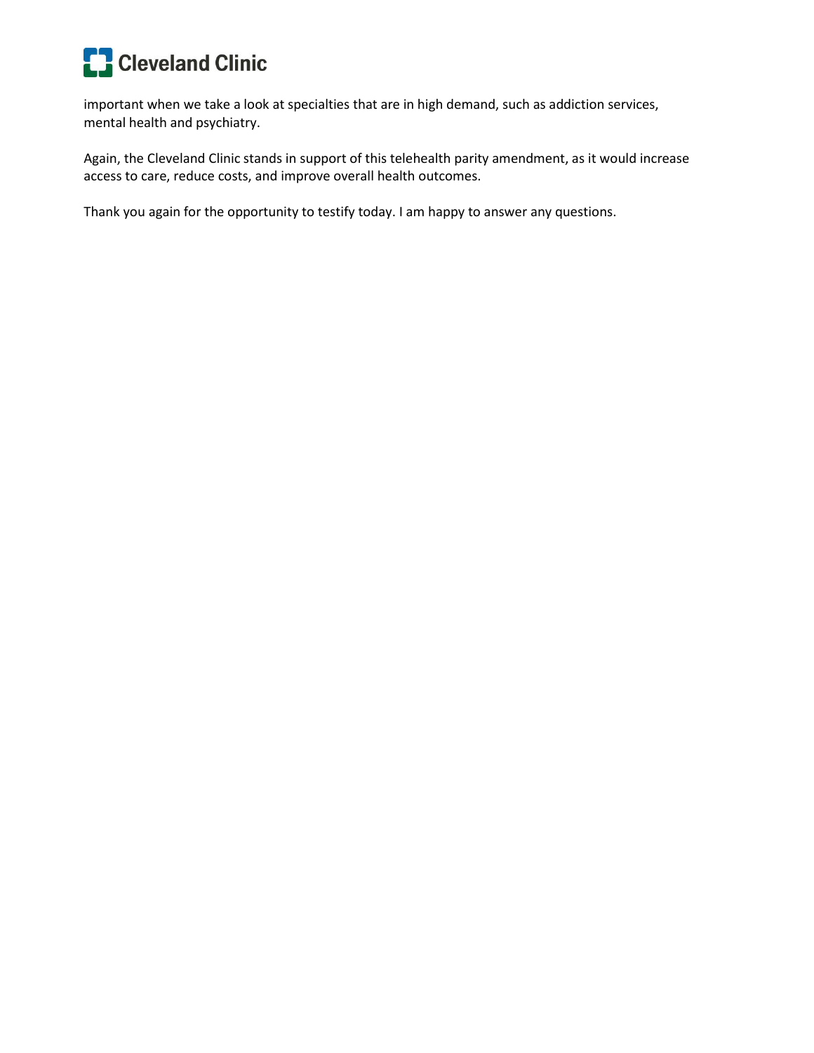important when we take a look at specialties that are in high demand, such as addiction services, mental health and psychiatry.

Again, the Cleveland Clinic stands in support of this telehealth parity amendment, as it would increase access to care, reduce costs, and improve overall health outcomes.

Thank you again for the opportunity to testify today. I am happy to answer any questions.